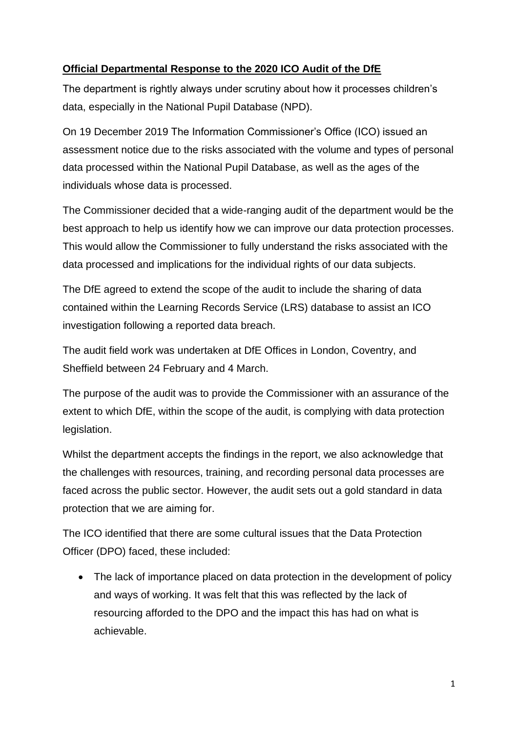**Official Departmental Response to the 2020 ICO Audit of the DfE**

The department is rightly always under scrutiny about how it processes children's data, especially in the National Pupil Database (NPD).

On 19 December 2019 The Information Commissioner's Office (ICO) issued an assessment notice due to the risks associated with the volume and types of personal data processed within the National Pupil Database, as well as the ages of the individuals whose data is processed.

The Commissioner decided that a wide-ranging audit of the department would be the best approach to help us identify how we can improve our data protection processes. This would allow the Commissioner to fully understand the risks associated with the data processed and implications for the individual rights of our data subjects.

The DfE agreed to extend the scope of the audit to include the sharing of data contained within the Learning Records Service (LRS) database to assist an ICO investigation following a reported data breach.

The audit field work was undertaken at DfE Offices in London, Coventry, and Sheffield between 24 February and 4 March.

The purpose of the audit was to provide the Commissioner with an assurance of the extent to which DfE, within the scope of the audit, is complying with data protection legislation.

Whilst the department accepts the findings in the report, we also acknowledge that the challenges with resources, training, and recording personal data processes are faced across the public sector. However, the audit sets out a gold standard in data protection that we are aiming for.

The ICO identified that there are some cultural issues that the Data Protection Officer (DPO) faced, these included:

- The lack of importance placed on data protection in the development of policy and ways of working. It was felt that this was reflected by the lack of resourcing afforded to the DPO and the impact this has had on what is achievable.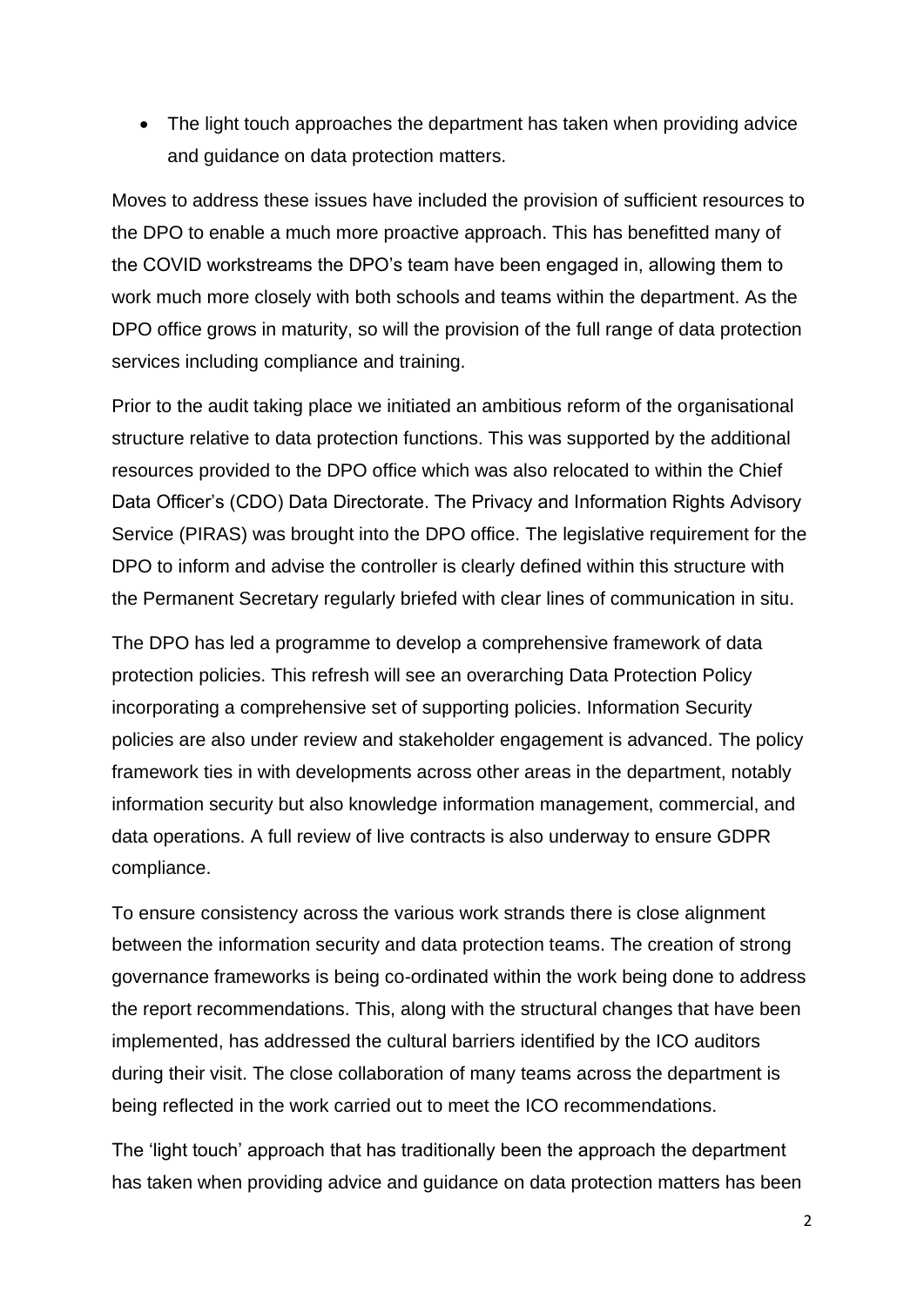- The light touch approaches the department has taken when providing advice and guidance on data protection matters.

Moves to address these issues have included the provision of sufficient resources to the DPO to enable a much more proactive approach. This has benefitted many of the COVID workstreams the DPO's team have been engaged in, allowing them to work much more closely with both schools and teams within the department. As the DPO office grows in maturity, so will the provision of the full range of data protection services including compliance and training.

Prior to the audit taking place we initiated an ambitious reform of the organisational structure relative to data protection functions. This was supported by the additional resources provided to the DPO office which was also relocated to within the Chief Data Officer's (CDO) Data Directorate. The Privacy and Information Rights Advisory Service (PIRAS) was brought into the DPO office. The legislative requirement for the DPO to inform and advise the controller is clearly defined within this structure with the Permanent Secretary regularly briefed with clear lines of communication in situ.

The DPO has led a programme to develop a comprehensive framework of data protection policies. This refresh will see an overarching Data Protection Policy incorporating a comprehensive set of supporting policies. Information Security policies are also under review and stakeholder engagement is advanced. The policy framework ties in with developments across other areas in the department, notably information security but also knowledge information management, commercial, and data operations. A full review of live contracts is also underway to ensure GDPR compliance.

To ensure consistency across the various work strands there is close alignment between the information security and data protection teams. The creation of strong governance frameworks is being co-ordinated within the work being done to address the report recommendations. This, along with the structural changes that have been implemented, has addressed the cultural barriers identified by the ICO auditors during their visit. The close collaboration of many teams across the department is being reflected in the work carried out to meet the ICO recommendations.

The 'light touch' approach that has traditionally been the approach the department has taken when providing advice and guidance on data protection matters has been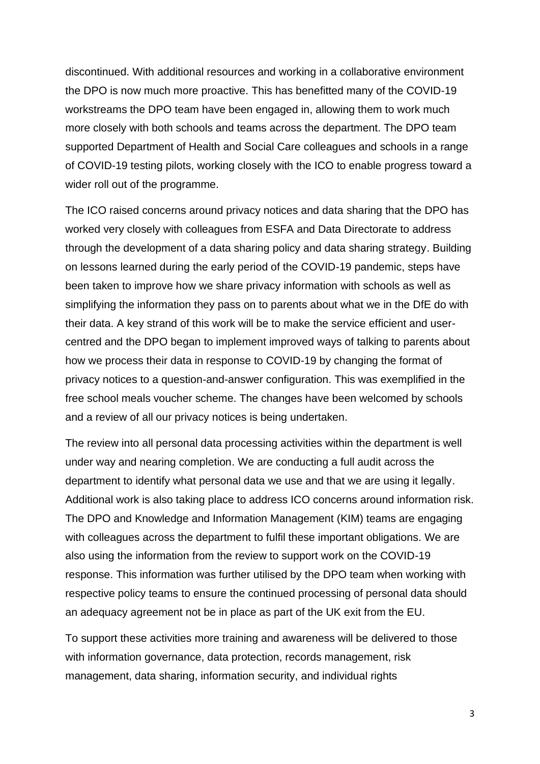discontinued. With additional resources and working in a collaborative environment the DPO is now much more proactive. This has benefitted many of the COVID-19 workstreams the DPO team have been engaged in, allowing them to work much more closely with both schools and teams across the department. The DPO team supported Department of Health and Social Care colleagues and schools in a range of COVID-19 testing pilots, working closely with the ICO to enable progress toward a wider roll out of the programme.

The ICO raised concerns around privacy notices and data sharing that the DPO has worked very closely with colleagues from ESFA and Data Directorate to address through the development of a data sharing policy and data sharing strategy. Building on lessons learned during the early period of the COVID-19 pandemic, steps have been taken to improve how we share privacy information with schools as well as simplifying the information they pass on to parents about what we in the DfE do with their data. A key strand of this work will be to make the service efficient and user-centred and the DPO began to implement improved ways of talking to parents about how we process their data in response to COVID-19 by changing the format of privacy notices to a question-and-answer configuration. This was exemplified in the free school meals voucher scheme. The changes have been welcomed by schools and a review of all our privacy notices is being undertaken.

The review into all personal data processing activities within the department is well under way and nearing completion. We are conducting a full audit across the department to identify what personal data we use and that we are using it legally. Additional work is also taking place to address ICO concerns around information risk. The DPO and Knowledge and Information Management (KIM) teams are engaging with colleagues across the department to fulfil these important obligations. We are also using the information from the review to support work on the COVID-19 response. This information was further utilised by the DPO team when working with respective policy teams to ensure the continued processing of personal data should an adequacy agreement not be in place as part of the UK exit from the EU.

To support these activities more training and awareness will be delivered to those with information governance, data protection, records management, risk management, data sharing, information security, and individual rights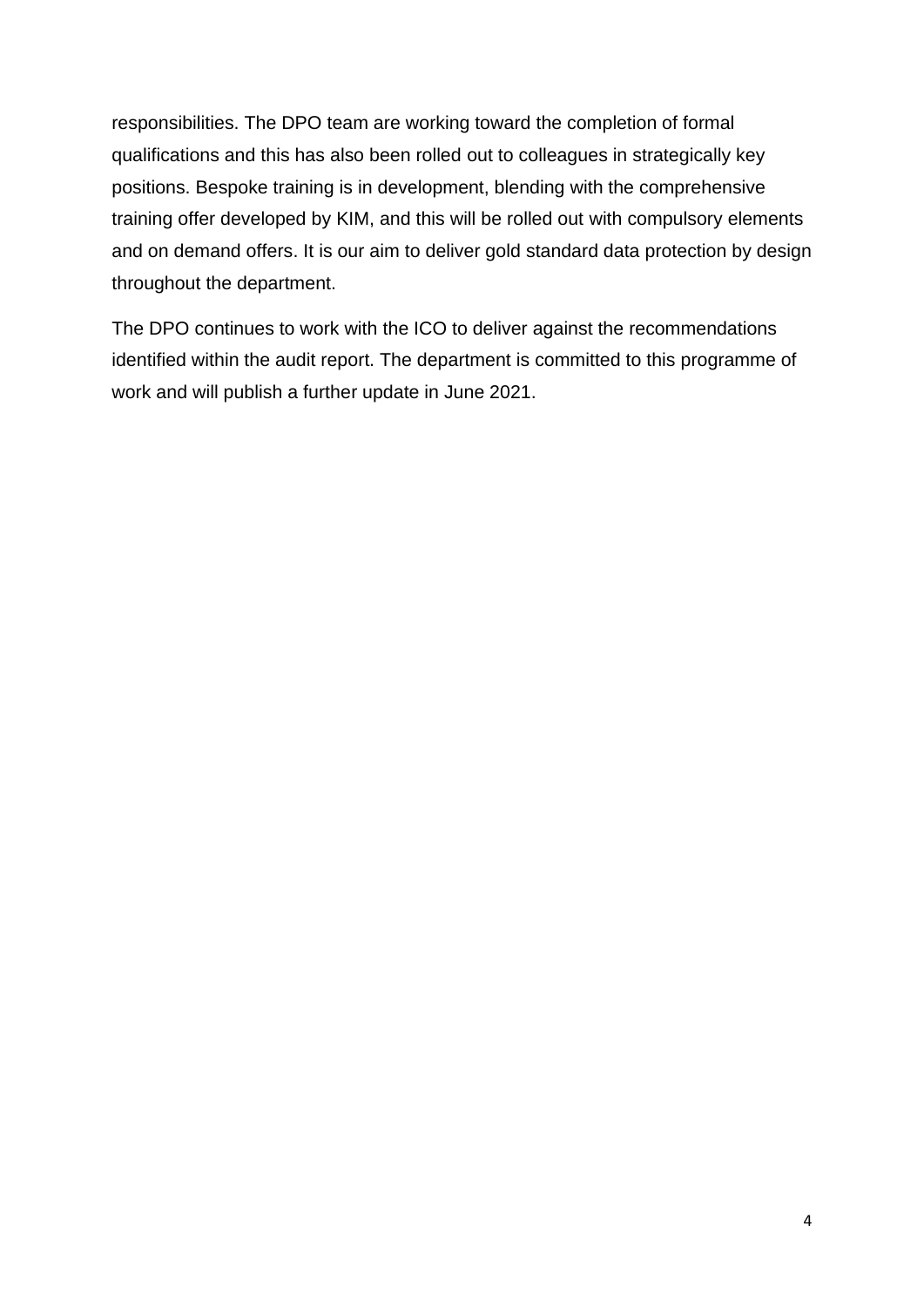responsibilities. The DPO team are working toward the completion of formal qualifications and this has also been rolled out to colleagues in strategically key positions. Bespoke training is in development, blending with the comprehensive training offer developed by KIM, and this will be rolled out with compulsory elements and on demand offers. It is our aim to deliver gold standard data protection by design throughout the department.

The DPO continues to work with the ICO to deliver against the recommendations identified within the audit report. The department is committed to this programme of work and will publish a further update in June 2021.